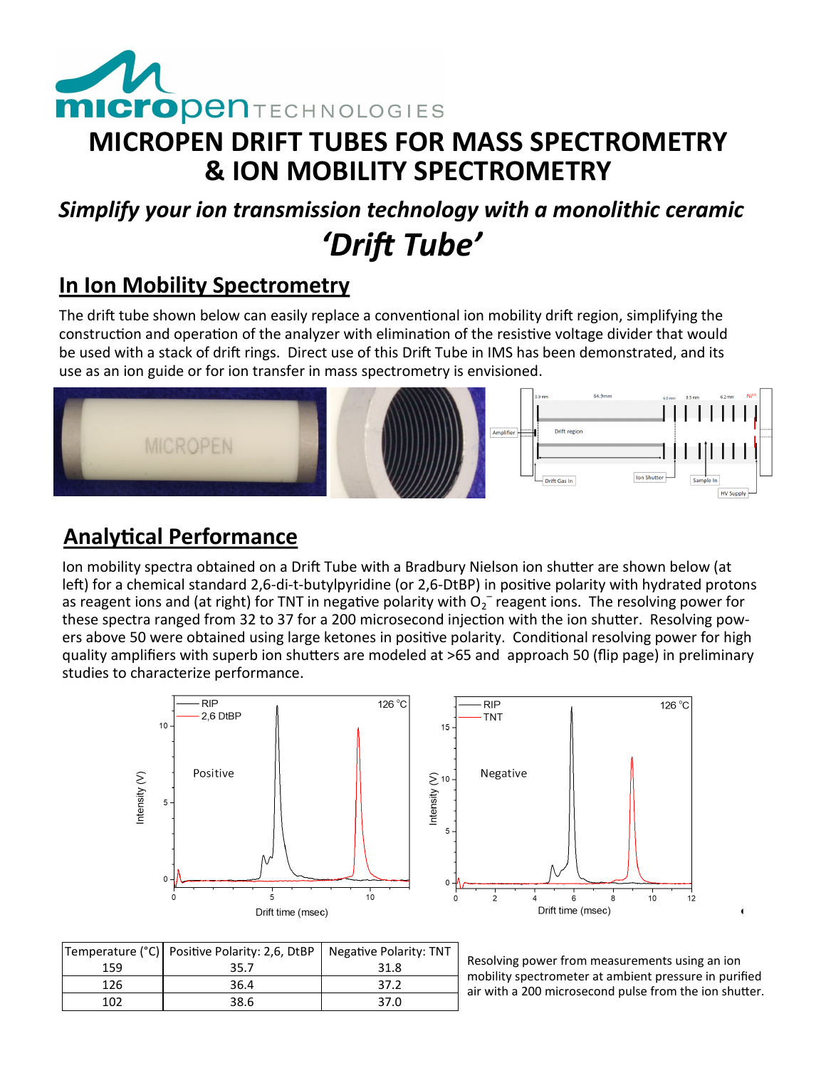# MICROPEN DRIFT TUBES FOR MASS SPECTROMETRY & ION MOBILITY SPECTROMETRY

## *Simplify your ion transmission technology with a monolithic ceramic 'Drift Tube'*

## In Ion Mobility Spectrometry

The drift tube shown below can easily replace a conventional ion mobility drift region, simplifying the construction and operation of the analyzer with elimination of the resistive voltage divider that would be used with a stack of drift rings. Direct use of this Drift Tube in IMS has been demonstrated, and its use as an ion guide or for ion transfer in mass spectrometry is envisioned.

## Analytical Performance

Ion mobility spectra obtained on a Drift Tube with a Bradbury Nielson ion shutter are shown below (at left) for a chemical standard 2,6-di-t-butylpyridine (or 2,6-DtBP) in positive polarity with hydrated protons as reagent ions and (at right) for TNT in negative polarity with $O_2^-$ reagent ions. The resolving power for these spectra ranged from 32 to 37 for a 200 microsecond injection with the ion shutter. Resolving powers above 50 were obtained using large ketones in positive polarity. Conditional resolving power for high quality amplifiers with superb ion shutters are modeled at >65 and approach 50 (flip page) in preliminary studies to characterize performance.

| Temperature (°C) | Positive Polarity: 2,6, DtBP | Negative Polarity: TNT |
|---|---|---|
| 159 | 35.7 | 31.8 |
| 126 | 36.4 | 37.2 |
| 102 | 38.6 | 37.0 |

Resolving power from measurements using an ion mobility spectrometer at ambient pressure in purified air with a 200 microsecond pulse from the ion shutter.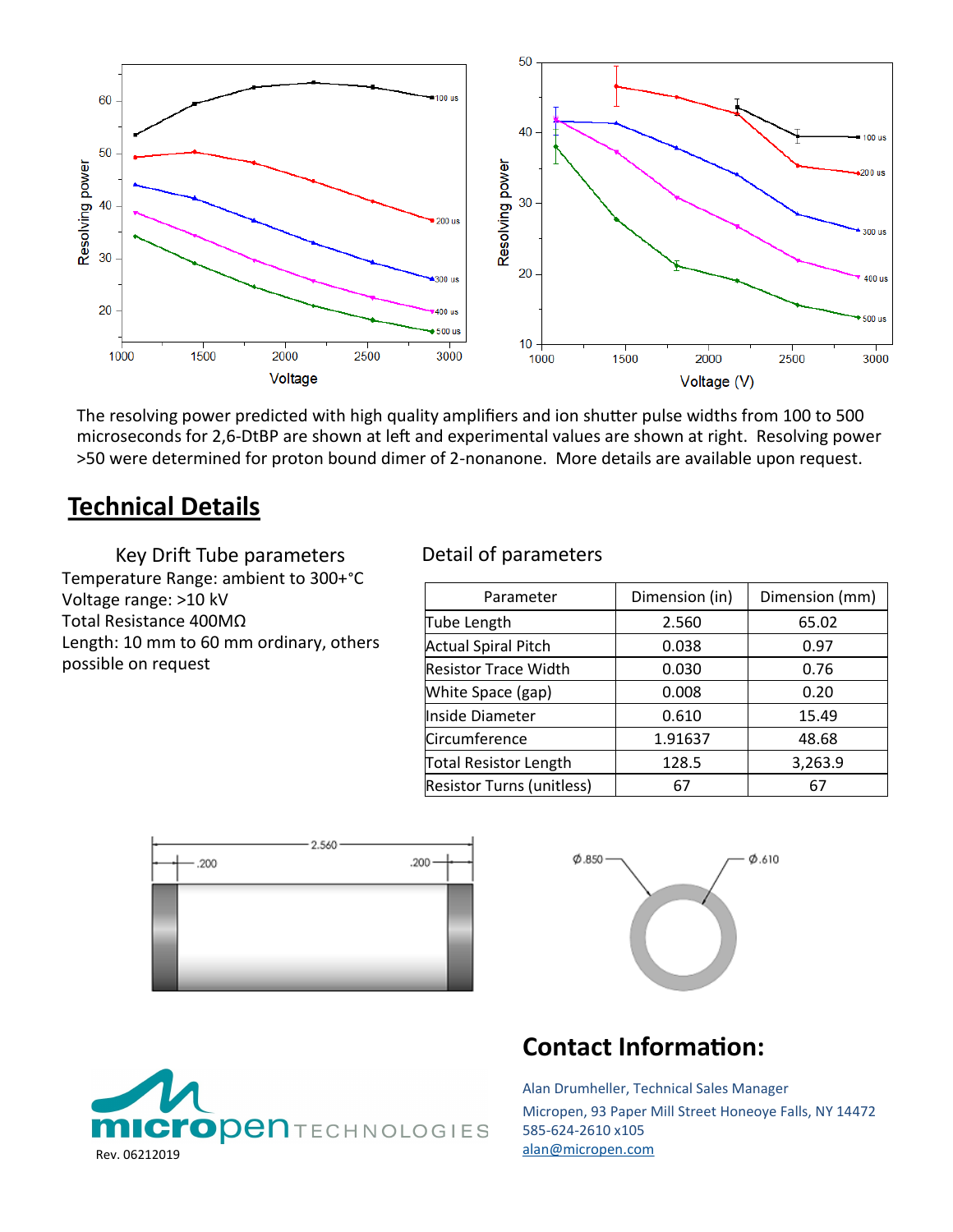Resolving power

60
50
40
30
20

1000 1500 2000 2500 3000

Voltage

100 us
200 us
300 us
400 us
500 us

Resolving power

50
40
30
20
10

1000 1500 2000 2500 3000

Voltage (V)

100 us
200 us
300 us
400 us
500 us

The resolving power predicted with high quality amplifiers and ion shutter pulse widths from 100 to 500 microseconds for 2,6-DtBP are shown at left and experimental values are shown at right. Resolving power >50 were determined for proton bound dimer of 2-nonanone. More details are available upon request.

## Technical Details

### Key Drift Tube parameters

Temperature Range: ambient to 300+°C
Voltage range: >10 kV
Total Resistance 400MΩ
Length: 10 mm to 60 mm ordinary, others possible on request

### Detail of parameters

| Parameter | Dimension (in) | Dimension (mm) |
|---|---|---|
| Tube Length | 2.560 | 65.02 |
| Actual Spiral Pitch | 0.038 | 0.97 |
| Resistor Trace Width | 0.030 | 0.76 |
| White Space (gap) | 0.008 | 0.20 |
| Inside Diameter | 0.610 | 15.49 |
| Circumference | 1.91637 | 48.68 |
| Total Resistor Length | 128.5 | 3,263.9 |
| Resistor Turns (unitless) | 67 | 67 |

2.560
.200
.200

Ø.850
Ø.610

micropen TECHNOLOGIES

Rev. 06212019

## Contact Information:

Alan Drumheller, Technical Sales Manager
Micropen, 93 Paper Mill Street Honeoye Falls, NY 14472
585-624-2610 x105
alan@micropen.com